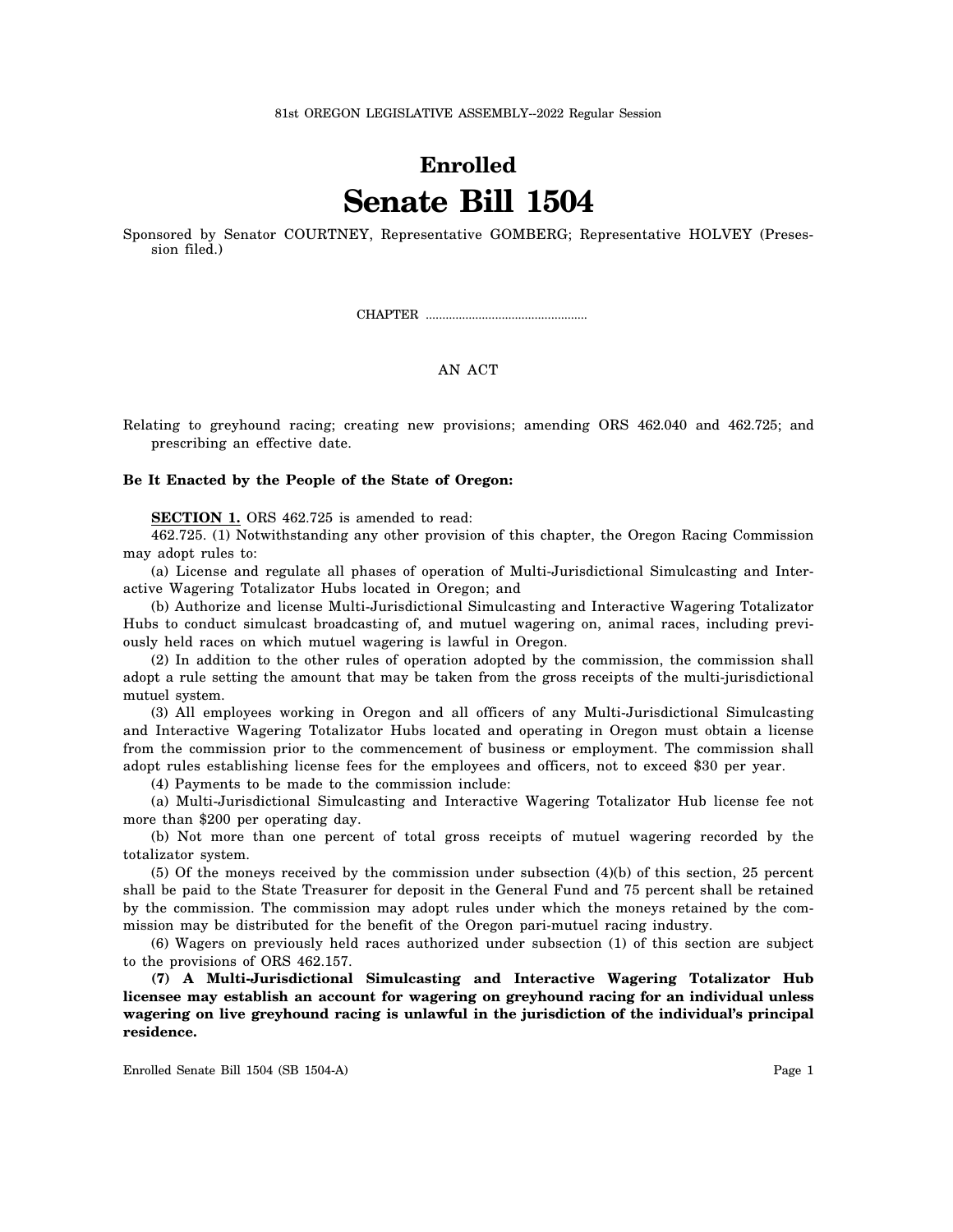81st OREGON LEGISLATIVE ASSEMBLY--2022 Regular Session

# Enrolled

# Senate Bill 1504

Sponsored by Senator COURTNEY, Representative GOMBERG; Representative HOLVEY (Presession filed.)

CHAPTER .................................................

AN ACT

Relating to greyhound racing; creating new provisions; amending ORS 462.040 and 462.725; and prescribing an effective date.

**Be It Enacted by the People of the State of Oregon:**

**SECTION 1.** ORS 462.725 is amended to read:

462.725. (1) Notwithstanding any other provision of this chapter, the Oregon Racing Commission may adopt rules to:

(a) License and regulate all phases of operation of Multi-Jurisdictional Simulcasting and Interactive Wagering Totalizator Hubs located in Oregon; and

(b) Authorize and license Multi-Jurisdictional Simulcasting and Interactive Wagering Totalizator Hubs to conduct simulcast broadcasting of, and mutuel wagering on, animal races, including previously held races on which mutuel wagering is lawful in Oregon.

(2) In addition to the other rules of operation adopted by the commission, the commission shall adopt a rule setting the amount that may be taken from the gross receipts of the multi-jurisdictional mutuel system.

(3) All employees working in Oregon and all officers of any Multi-Jurisdictional Simulcasting and Interactive Wagering Totalizator Hubs located and operating in Oregon must obtain a license from the commission prior to the commencement of business or employment. The commission shall adopt rules establishing license fees for the employees and officers, not to exceed $30 per year.

(4) Payments to be made to the commission include:

(a) Multi-Jurisdictional Simulcasting and Interactive Wagering Totalizator Hub license fee not more than $200 per operating day.

(b) Not more than one percent of total gross receipts of mutuel wagering recorded by the totalizator system.

(5) Of the moneys received by the commission under subsection (4)(b) of this section, 25 percent shall be paid to the State Treasurer for deposit in the General Fund and 75 percent shall be retained by the commission. The commission may adopt rules under which the moneys retained by the commission may be distributed for the benefit of the Oregon pari-mutuel racing industry.

(6) Wagers on previously held races authorized under subsection (1) of this section are subject to the provisions of ORS 462.157.

**(7) A Multi-Jurisdictional Simulcasting and Interactive Wagering Totalizator Hub licensee may establish an account for wagering on greyhound racing for an individual unless wagering on live greyhound racing is unlawful in the jurisdiction of the individual's principal residence.**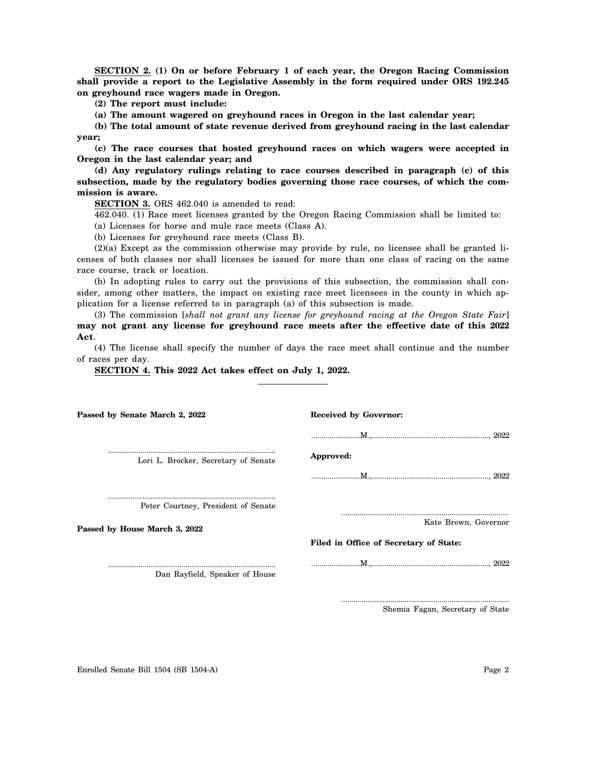**SECTION 2. (1) On or before February 1 of each year, the Oregon Racing Commission shall provide a report to the Legislative Assembly in the form required under ORS 192.245 on greyhound race wagers made in Oregon.**

**(2) The report must include:**

**(a) The amount wagered on greyhound races in Oregon in the last calendar year;**

**(b) The total amount of state revenue derived from greyhound racing in the last calendar year;**

**(c) The race courses that hosted greyhound races on which wagers were accepted in Oregon in the last calendar year; and**

**(d) Any regulatory rulings relating to race courses described in paragraph (c) of this subsection, made by the regulatory bodies governing those race courses, of which the commission is aware.**

**SECTION 3.** ORS 462.040 is amended to read:

462.040. (1) Race meet licenses granted by the Oregon Racing Commission shall be limited to:

(a) Licenses for horse and mule race meets (Class A).

(b) Licenses for greyhound race meets (Class B).

(2)(a) Except as the commission otherwise may provide by rule, no licensee shall be granted licenses of both classes nor shall licenses be issued for more than one class of racing on the same race course, track or location.

(b) In adopting rules to carry out the provisions of this subsection, the commission shall consider, among other matters, the impact on existing race meet licensees in the county in which application for a license referred to in paragraph (a) of this subsection is made.

(3) The commission [*shall not grant any license for greyhound racing at the Oregon State Fair*] **may not grant any license for greyhound race meets after the effective date of this 2022 Act**.

(4) The license shall specify the number of days the race meet shall continue and the number of races per day.

**SECTION 4. This 2022 Act takes effect on July 1, 2022.**

---

**Passed by Senate March 2, 2022**

..................................................................................
Lori L. Brocker, Secretary of Senate

..................................................................................
Peter Courtney, President of Senate

**Passed by House March 3, 2022**

..................................................................................
Dan Rayfield, Speaker of House

**Received by Governor:**

........................M.,........................................................., 2022

**Approved:**

........................M.,........................................................., 2022

..................................................................................
Kate Brown, Governor

**Filed in Office of Secretary of State:**

........................M.,........................................................., 2022

..................................................................................
Shemia Fagan, Secretary of State

Enrolled Senate Bill 1504 (SB 1504-A)